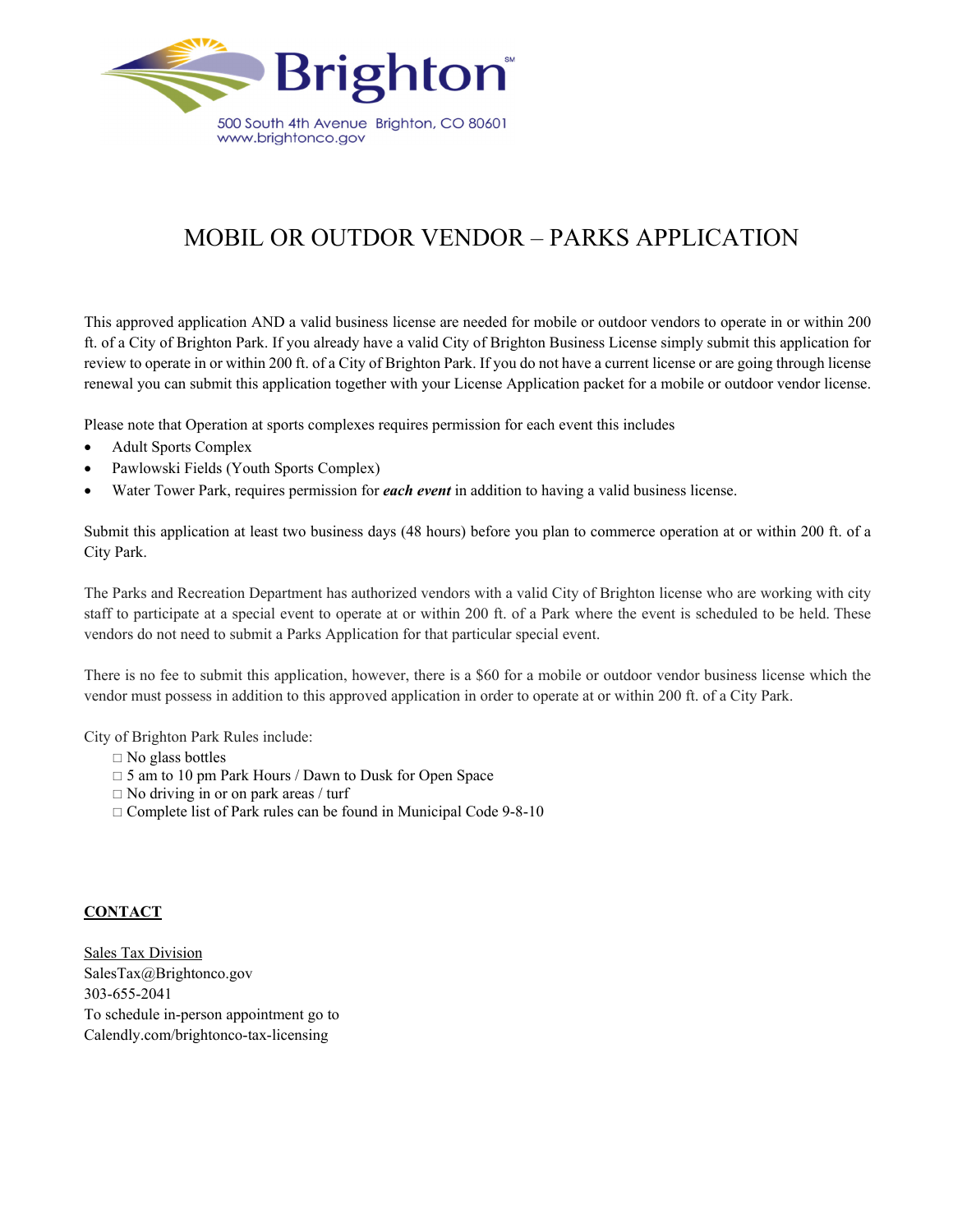Brighton

500 South 4th Avenue Brighton, CO 80601
www.brightonco.gov

# MOBIL OR OUTDOR VENDOR – PARKS APPLICATION

This approved application AND a valid business license are needed for mobile or outdoor vendors to operate in or within 200 ft. of a City of Brighton Park. If you already have a valid City of Brighton Business License simply submit this application for review to operate in or within 200 ft. of a City of Brighton Park. If you do not have a current license or are going through license renewal you can submit this application together with your License Application packet for a mobile or outdoor vendor license.

Please note that Operation at sports complexes requires permission for each event this includes

- Adult Sports Complex
- Pawlowski Fields (Youth Sports Complex)
- Water Tower Park, requires permission for ***each event*** in addition to having a valid business license.

Submit this application at least two business days (48 hours) before you plan to commerce operation at or within 200 ft. of a City Park.

The Parks and Recreation Department has authorized vendors with a valid City of Brighton license who are working with city staff to participate at a special event to operate at or within 200 ft. of a Park where the event is scheduled to be held. These vendors do not need to submit a Parks Application for that particular special event.

There is no fee to submit this application, however, there is a $60 for a mobile or outdoor vendor business license which the vendor must possess in addition to this approved application in order to operate at or within 200 ft. of a City Park.

City of Brighton Park Rules include:

- □ No glass bottles
- □ 5 am to 10 pm Park Hours / Dawn to Dusk for Open Space
- □ No driving in or on park areas / turf
- □ Complete list of Park rules can be found in Municipal Code 9-8-10

**CONTACT**

Sales Tax Division
SalesTax@Brightonco.gov
303-655-2041
To schedule in-person appointment go to
Calendly.com/brightonco-tax-licensing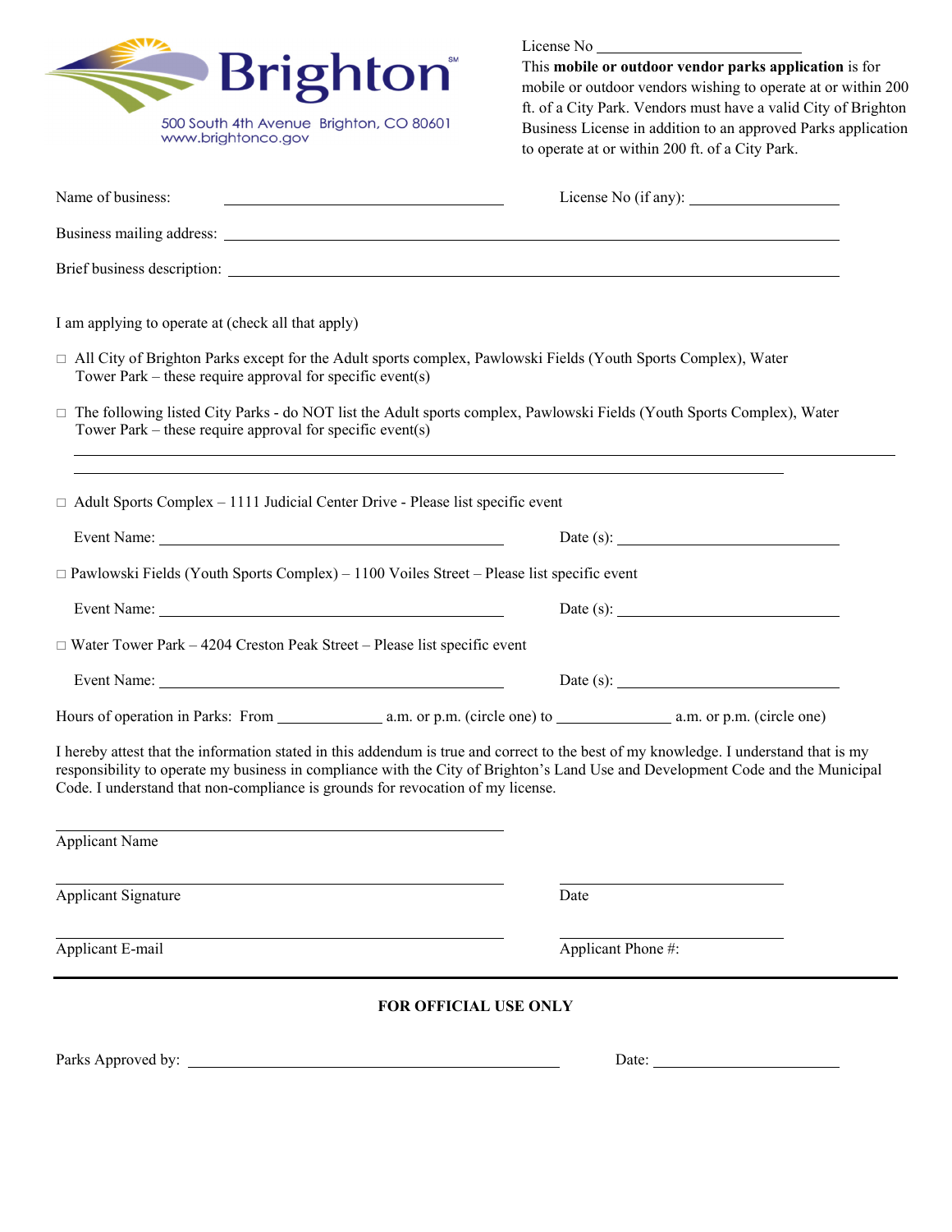Brighton

500 South 4th Avenue Brighton, CO 80601
www.brightonco.gov

License No ________________________

This **mobile or outdoor vendor parks application** is for mobile or outdoor vendors wishing to operate at or within 200 ft. of a City Park. Vendors must have a valid City of Brighton Business License in addition to an approved Parks application to operate at or within 200 ft. of a City Park.

Name of business: ________________________ License No (if any): ________________

Business mailing address: ________________________________________________

Brief business description: ________________________________________________

I am applying to operate at (check all that apply)

- ☐ All City of Brighton Parks except for the Adult sports complex, Pawlowski Fields (Youth Sports Complex), Water Tower Park – these require approval for specific event(s)
- ☐ The following listed City Parks - do NOT list the Adult sports complex, Pawlowski Fields (Youth Sports Complex), Water Tower Park – these require approval for specific event(s)

  ________________________________________________

  ________________________________________________

- ☐ Adult Sports Complex – 1111 Judicial Center Drive - Please list specific event

  Event Name: ________________________ Date (s): ________________

- ☐ Pawlowski Fields (Youth Sports Complex) – 1100 Voiles Street – Please list specific event

  Event Name: ________________________ Date (s): ________________

- ☐ Water Tower Park – 4204 Creston Peak Street – Please list specific event

  Event Name: ________________________ Date (s): ________________

Hours of operation in Parks: From __________ a.m. or p.m. (circle one) to __________ a.m. or p.m. (circle one)

I hereby attest that the information stated in this addendum is true and correct to the best of my knowledge. I understand that is my responsibility to operate my business in compliance with the City of Brighton's Land Use and Development Code and the Municipal Code. I understand that non-compliance is grounds for revocation of my license.

________________________________
Applicant Name

________________________________ ________________
Applicant Signature Date

________________________________ ________________
Applicant E-mail Applicant Phone #:

---

**FOR OFFICIAL USE ONLY**

Parks Approved by: ________________________________ Date: ________________